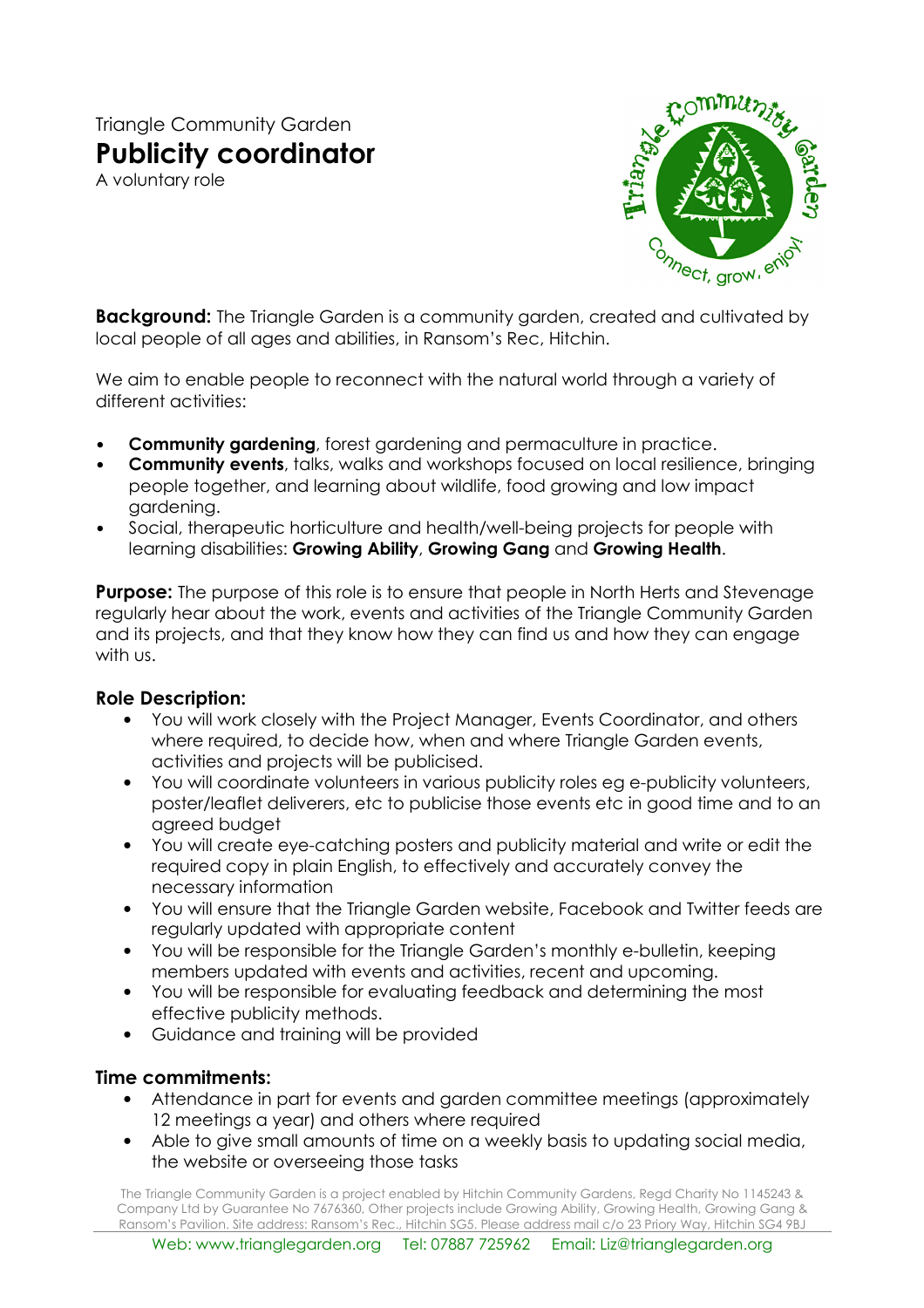Triangle Community Garden

# Publicity coordinator

A voluntary role

**Background:** The Triangle Garden is a community garden, created and cultivated by local people of all ages and abilities, in Ransom's Rec, Hitchin.

We aim to enable people to reconnect with the natural world through a variety of different activities:

- **Community gardening**, forest gardening and permaculture in practice.
- **Community events**, talks, walks and workshops focused on local resilience, bringing people together, and learning about wildlife, food growing and low impact gardening.
- Social, therapeutic horticulture and health/well-being projects for people with learning disabilities: **Growing Ability**, **Growing Gang** and **Growing Health**.

**Purpose:** The purpose of this role is to ensure that people in North Herts and Stevenage regularly hear about the work, events and activities of the Triangle Community Garden and its projects, and that they know how they can find us and how they can engage with us.

### Role Description:

- You will work closely with the Project Manager, Events Coordinator, and others where required, to decide how, when and where Triangle Garden events, activities and projects will be publicised.
- You will coordinate volunteers in various publicity roles eg e-publicity volunteers, poster/leaflet deliverers, etc to publicise those events etc in good time and to an agreed budget
- You will create eye-catching posters and publicity material and write or edit the required copy in plain English, to effectively and accurately convey the necessary information
- You will ensure that the Triangle Garden website, Facebook and Twitter feeds are regularly updated with appropriate content
- You will be responsible for the Triangle Garden's monthly e-bulletin, keeping members updated with events and activities, recent and upcoming.
- You will be responsible for evaluating feedback and determining the most effective publicity methods.
- Guidance and training will be provided

### Time commitments:

- Attendance in part for events and garden committee meetings (approximately 12 meetings a year) and others where required
- Able to give small amounts of time on a weekly basis to updating social media, the website or overseeing those tasks

The Triangle Community Garden is a project enabled by Hitchin Community Gardens, Regd Charity No 1145243 & Company Ltd by Guarantee No 7676360, Other projects include Growing Ability, Growing Health, Growing Gang & Ransom's Pavilion. Site address: Ransom's Rec., Hitchin SG5. Please address mail c/o 23 Priory Way, Hitchin SG4 9BJ

Web: www.trianglegarden.org Tel: 07887 725962 Email: Liz@trianglegarden.org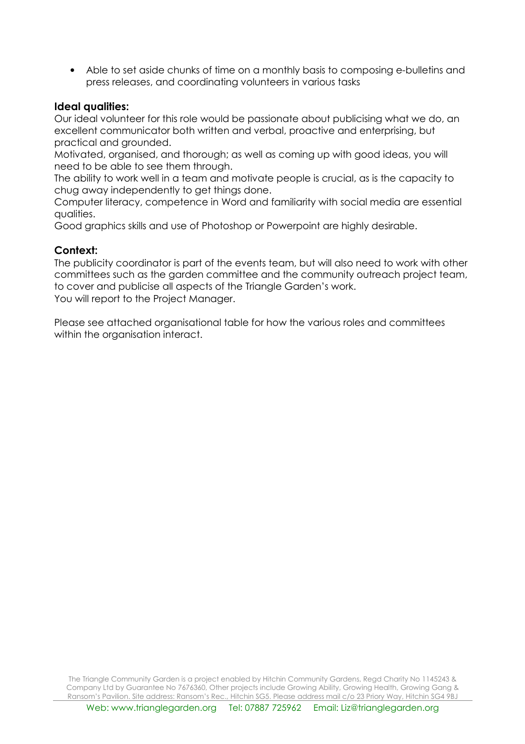- Able to set aside chunks of time on a monthly basis to composing e-bulletins and press releases, and coordinating volunteers in various tasks

### Ideal qualities:

Our ideal volunteer for this role would be passionate about publicising what we do, an excellent communicator both written and verbal, proactive and enterprising, but practical and grounded.

Motivated, organised, and thorough; as well as coming up with good ideas, you will need to be able to see them through.

The ability to work well in a team and motivate people is crucial, as is the capacity to chug away independently to get things done.

Computer literacy, competence in Word and familiarity with social media are essential qualities.

Good graphics skills and use of Photoshop or Powerpoint are highly desirable.

### Context:

The publicity coordinator is part of the events team, but will also need to work with other committees such as the garden committee and the community outreach project team, to cover and publicise all aspects of the Triangle Garden's work.

You will report to the Project Manager.

Please see attached organisational table for how the various roles and committees within the organisation interact.